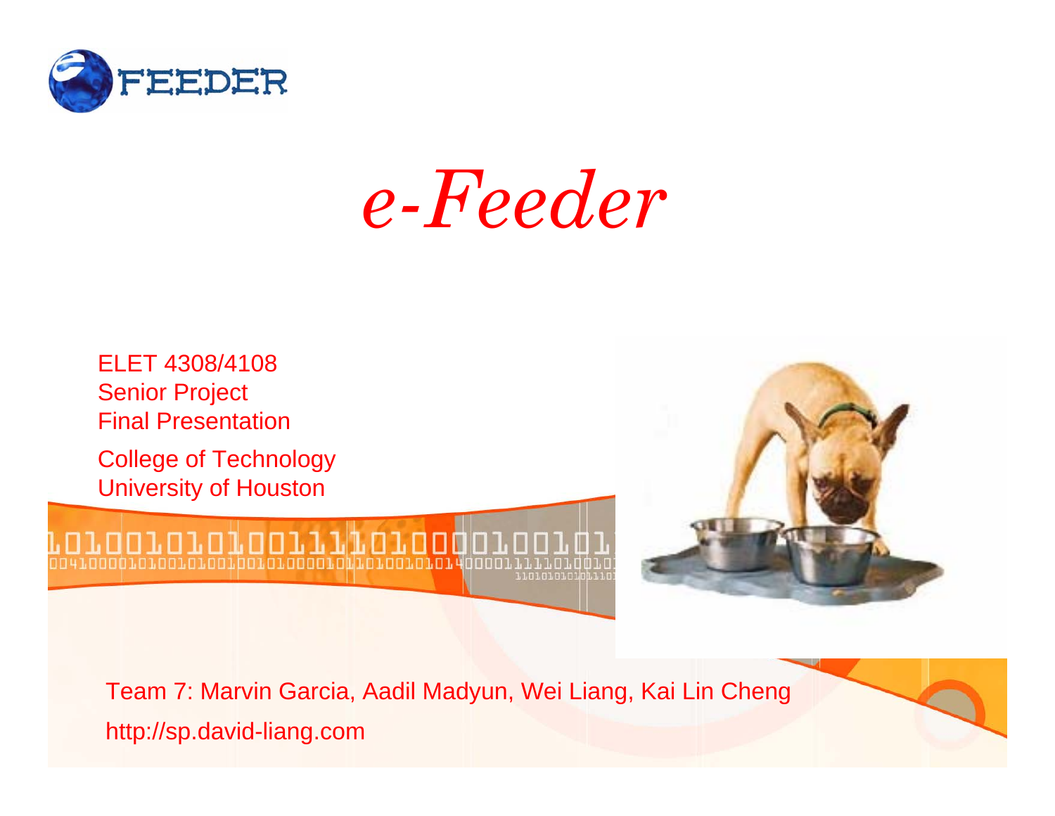FEEDER

# *e-Feeder*

ELET 4308/4108
Senior Project
Final Presentation

College of Technology
University of Houston

Team 7: Marvin Garcia, Aadil Madyun, Wei Liang, Kai Lin Cheng

http://sp.david-liang.com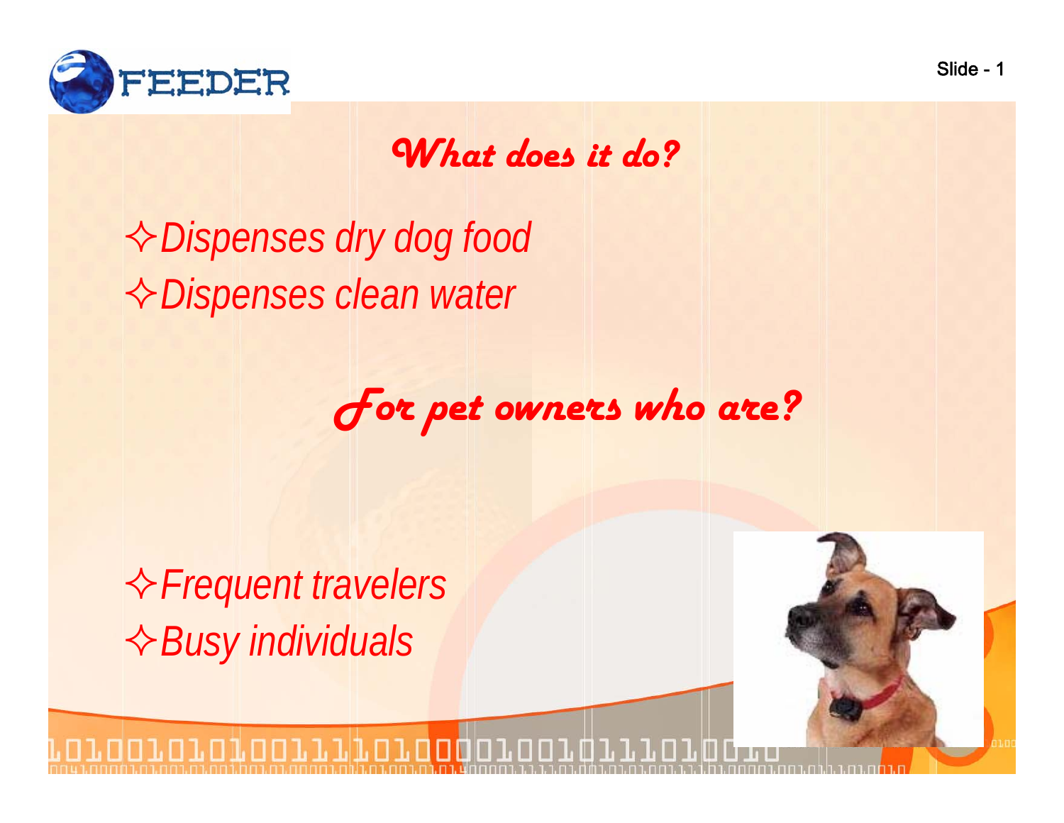## What does it do?

- Dispenses dry dog food
- Dispenses clean water

## For pet owners who are?

- Frequent travelers
- Busy individuals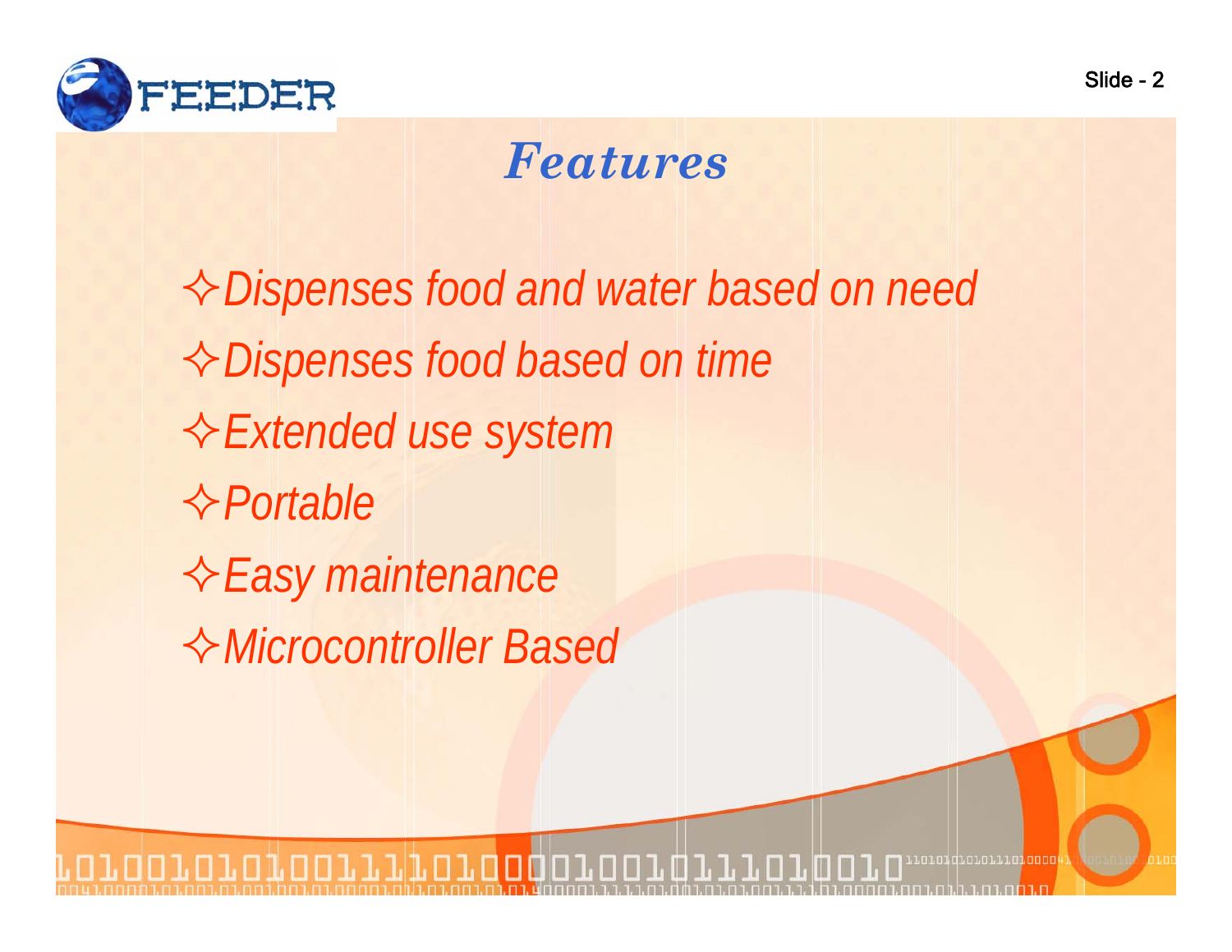# Features

- *Dispenses food and water based on need*
- *Dispenses food based on time*
- *Extended use system*
- *Portable*
- *Easy maintenance*
- *Microcontroller Based*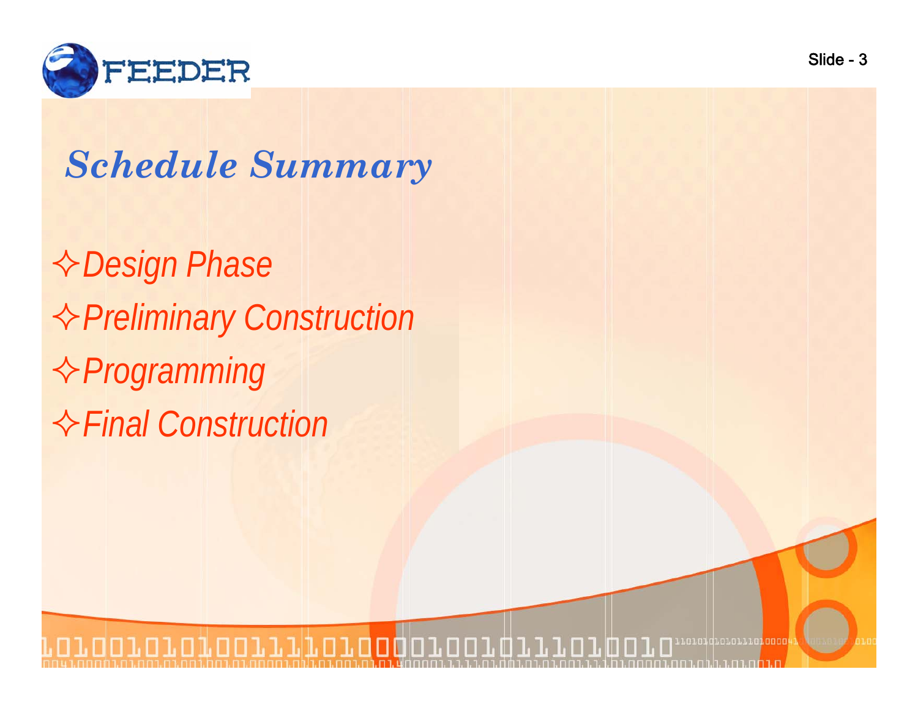# Schedule Summary

- *Design Phase*
- *Preliminary Construction*
- *Programming*
- *Final Construction*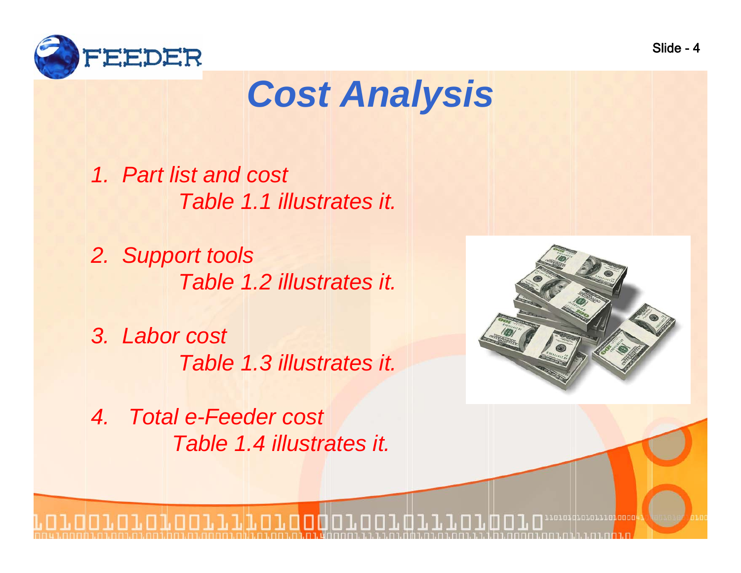# Cost Analysis

1. *Part list and cost*

   *Table 1.1 illustrates it.*

2. *Support tools*

   *Table 1.2 illustrates it.*

3. *Labor cost*

   *Table 1.3 illustrates it.*

4. *Total e-Feeder cost*

   *Table 1.4 illustrates it.*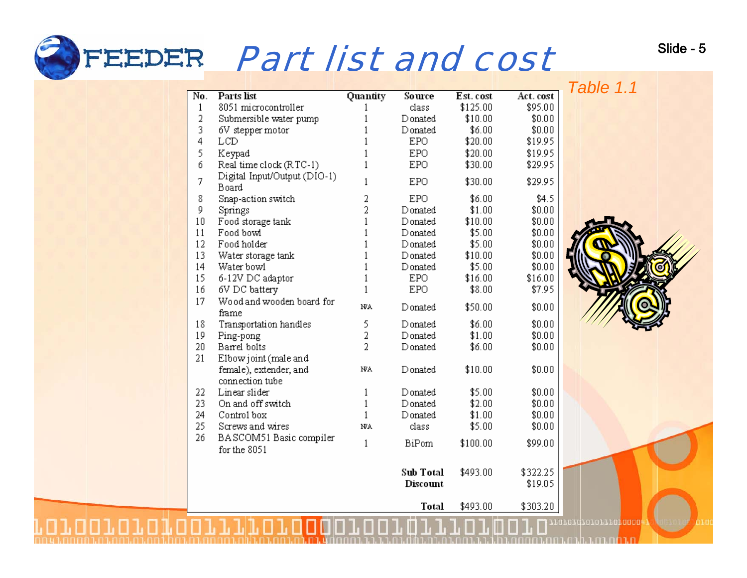# Part list and cost

*Table 1.1*

| No. | Parts list | Quantity | Source | Est. cost | Act. cost |
|---|---|---|---|---|---|
| 1 | 8051 microcontroller | 1 | class | $125.00 | $95.00 |
| 2 | Submersible water pump | 1 | Donated | $10.00 | $0.00 |
| 3 | 6V stepper motor | 1 | Donated | $6.00 | $0.00 |
| 4 | LCD | 1 | EPO | $20.00 | $19.95 |
| 5 | Keypad | 1 | EPO | $20.00 | $19.95 |
| 6 | Real time clock (RTC-1) | 1 | EPO | $30.00 | $29.95 |
| 7 | Digital Input/Output (DIO-1) Board | 1 | EPO | $30.00 | $29.95 |
| 8 | Snap-action switch | 2 | EPO | $6.00 | $4.5 |
| 9 | Springs | 2 | Donated | $1.00 | $0.00 |
| 10 | Food storage tank | 1 | Donated | $10.00 | $0.00 |
| 11 | Food bowl | 1 | Donated | $5.00 | $0.00 |
| 12 | Food holder | 1 | Donated | $5.00 | $0.00 |
| 13 | Water storage tank | 1 | Donated | $10.00 | $0.00 |
| 14 | Water bowl | 1 | Donated | $5.00 | $0.00 |
| 15 | 6-12V DC adaptor | 1 | EPO | $16.00 | $16.00 |
| 16 | 6V DC battery | 1 | EPO | $8.00 | $7.95 |
| 17 | Wood and wooden board for frame | N/A | Donated | $50.00 | $0.00 |
| 18 | Transportation handles | 5 | Donated | $6.00 | $0.00 |
| 19 | Ping-pong | 2 | Donated | $1.00 | $0.00 |
| 20 | Barrel bolts | 2 | Donated | $6.00 | $0.00 |
| 21 | Elbow joint (male and female), extender, and connection tube | N/A | Donated | $10.00 | $0.00 |
| 22 | Linear slider | 1 | Donated | $5.00 | $0.00 |
| 23 | On and off switch | 1 | Donated | $2.00 | $0.00 |
| 24 | Control box | 1 | Donated | $1.00 | $0.00 |
| 25 | Screws and wires | N/A | class | $5.00 | $0.00 |
| 26 | BASCOM51 Basic compiler for the 8051 | 1 | BiPom | $100.00 | $99.00 |
| | | | **Sub Total** | $493.00 | $322.25 |
| | | | **Discount** | | $19.05 |
| | | | **Total** | $493.00 | $303.20 |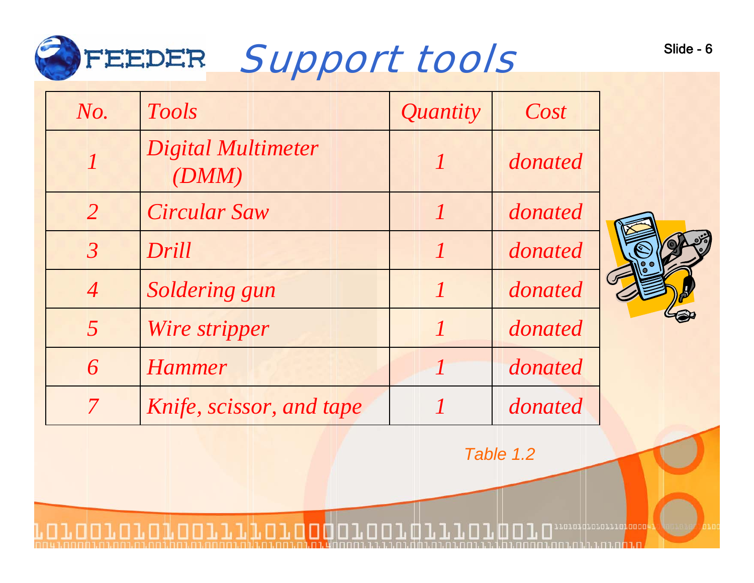# Support tools

| No. | Tools | Quantity | Cost |
|---|---|---|---|
| 1 | Digital Multimeter (DMM) | 1 | donated |
| 2 | Circular Saw | 1 | donated |
| 3 | Drill | 1 | donated |
| 4 | Soldering gun | 1 | donated |
| 5 | Wire stripper | 1 | donated |
| 6 | Hammer | 1 | donated |
| 7 | Knife, scissor, and tape | 1 | donated |

Table 1.2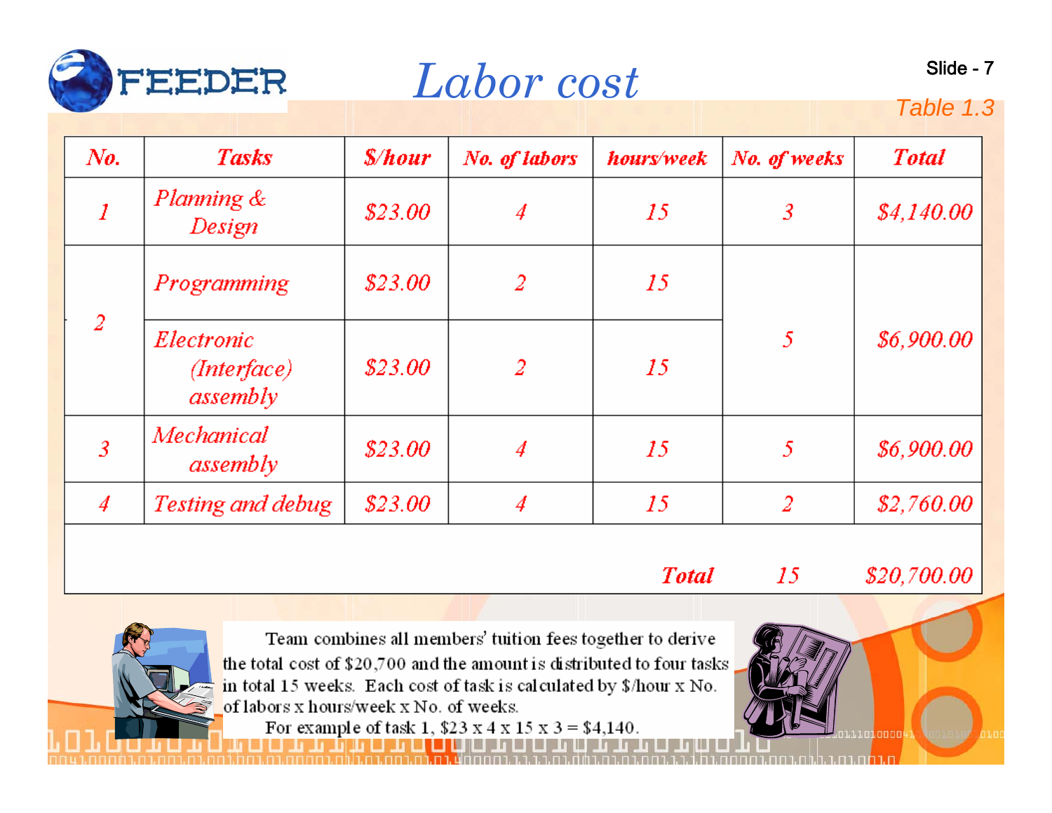# Labor cost

Table 1.3

| No. | Tasks | $/hour | No. of labors | hours/week | No. of weeks | Total |
|---|---|---|---|---|---|---|
| 1 | Planning & Design | $23.00 | 4 | 15 | 3 | $4,140.00 |
| 2 | Programming | $23.00 | 2 | 15 | 5 | $6,900.00 |
| | Electronic (Interface) assembly | $23.00 | 2 | 15 | | |
| 3 | Mechanical assembly | $23.00 | 4 | 15 | 5 | $6,900.00 |
| 4 | Testing and debug | $23.00 | 4 | 15 | 2 | $2,760.00 |
| | | | | Total | 15 | $20,700.00 |

Team combines all members' tuition fees together to derive the total cost of $20,700 and the amount is distributed to four tasks in total 15 weeks. Each cost of task is calculated by $/hour x No. of labors x hours/week x No. of weeks.

For example of task 1, $23 x 4 x 15 x 3 = $4,140.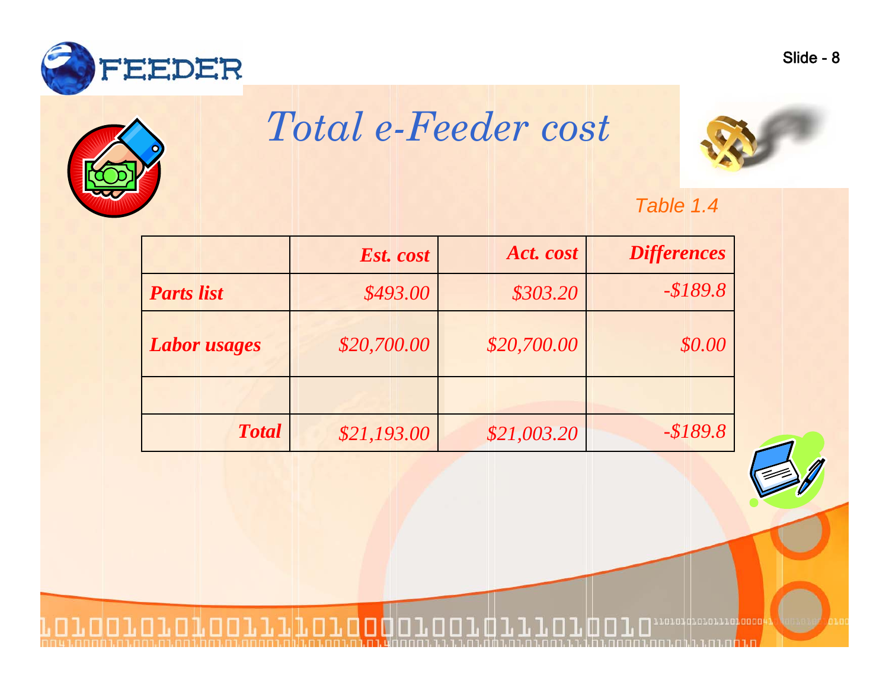# *Total e-Feeder cost*

*Table 1.4*

| | ***Est. cost*** | ***Act. cost*** | ***Differences*** |
|---|---|---|---|
| ***Parts list*** | *$493.00* | *$303.20* | *-$189.8* |
| ***Labor usages*** | *$20,700.00* | *$20,700.00* | *$0.00* |
| | | | |
| ***Total*** | *$21,193.00* | *$21,003.20* | *-$189.8* |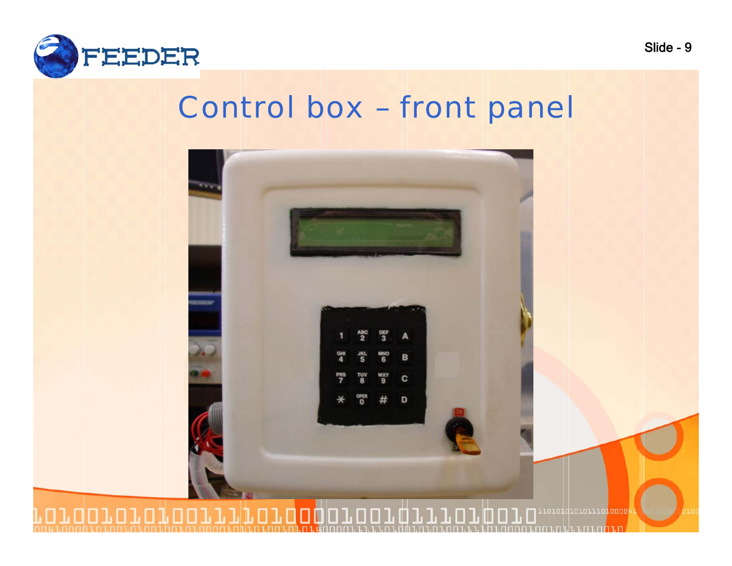# Control box – front panel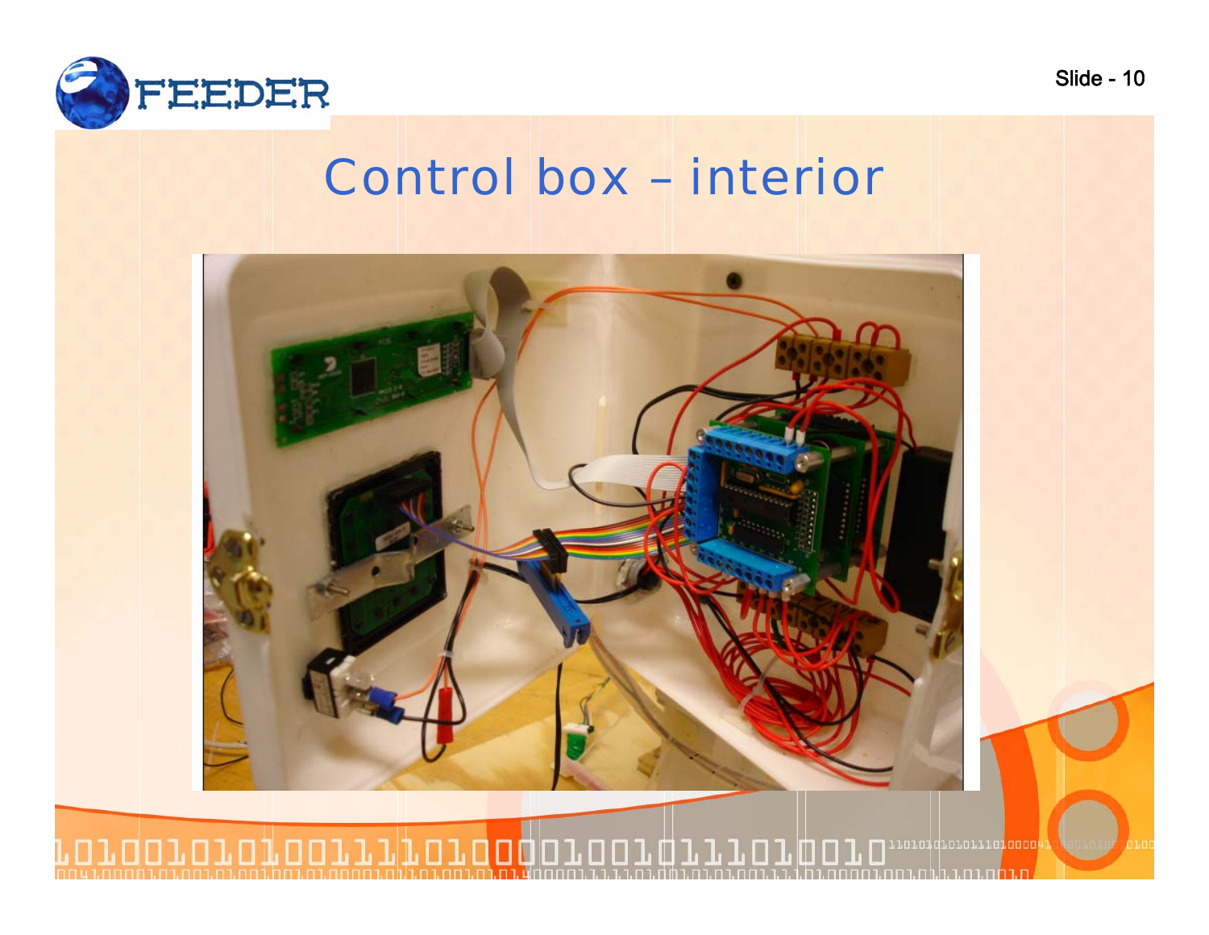# Control box – interior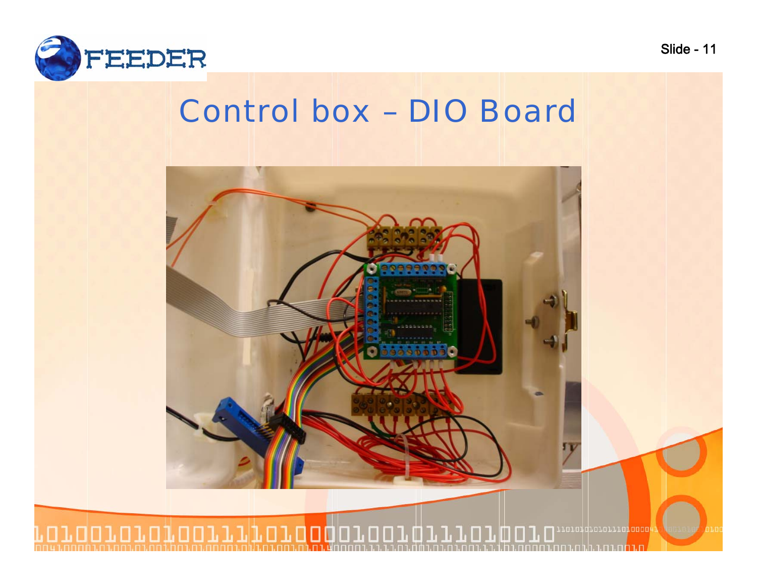# Control box – DIO Board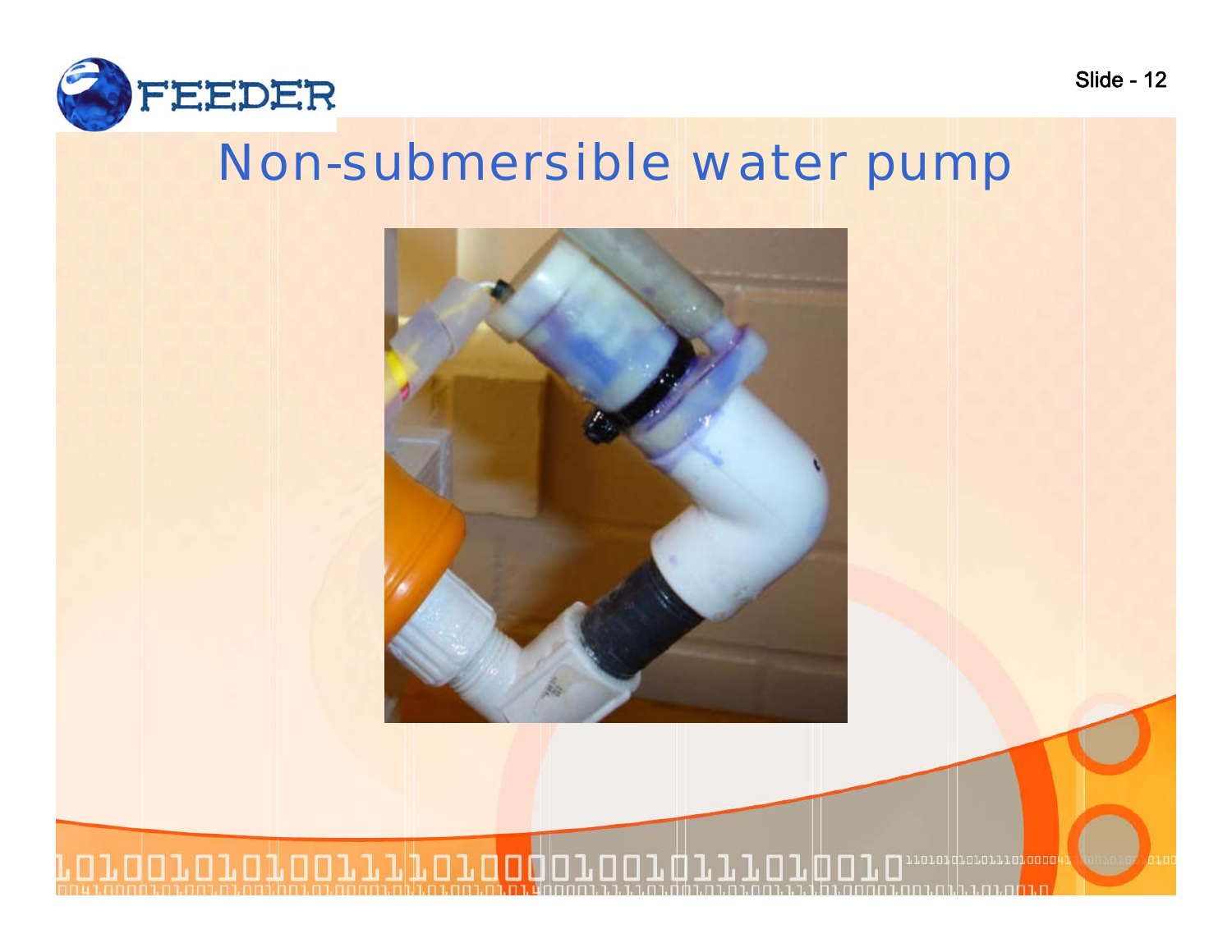# Non-submersible water pump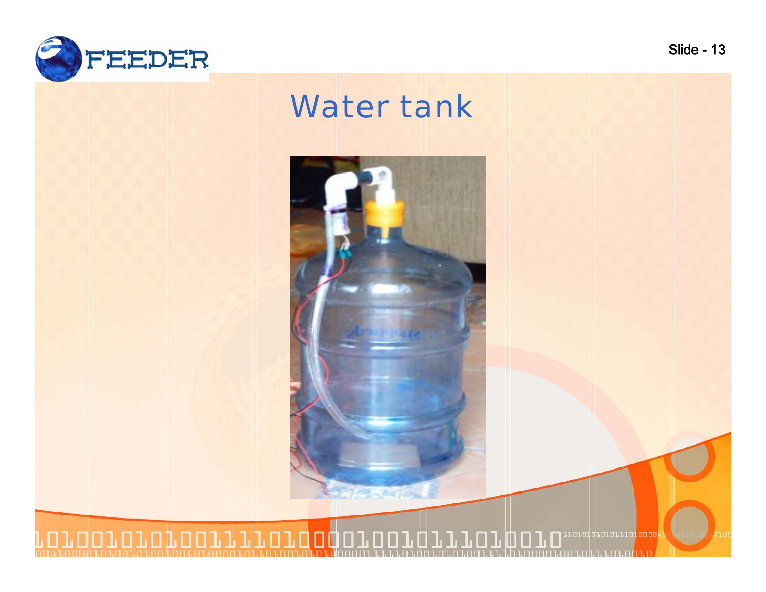# Water tank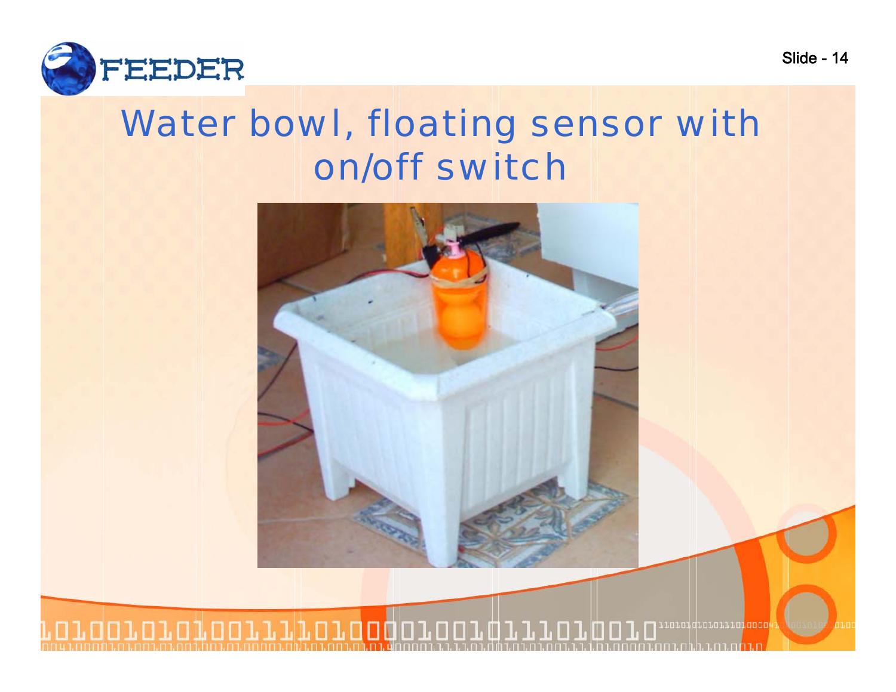# Water bowl, floating sensor with on/off switch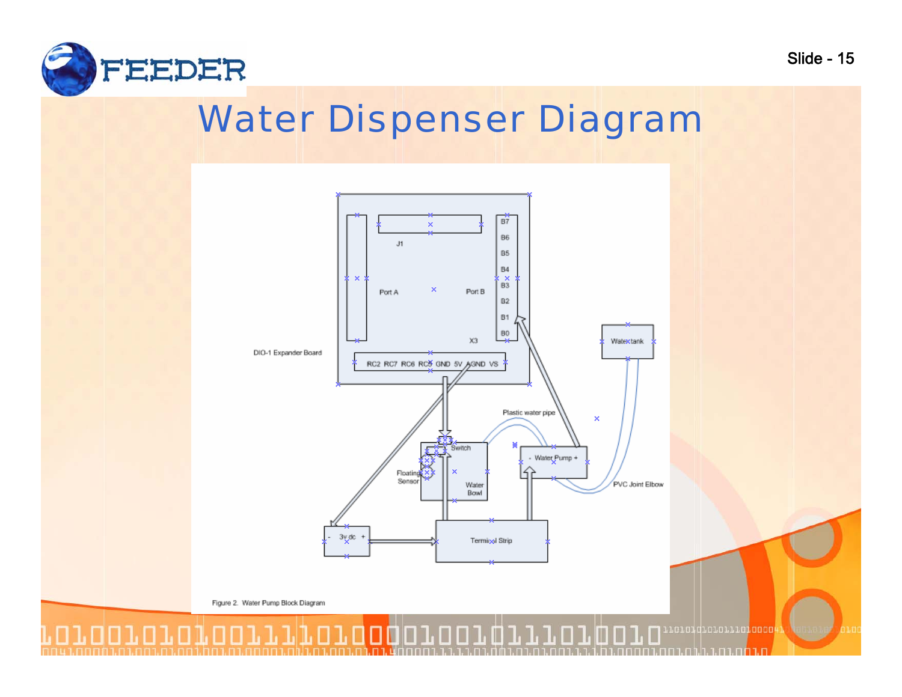# Water Dispenser Diagram

Figure 2. Water Pump Block Diagram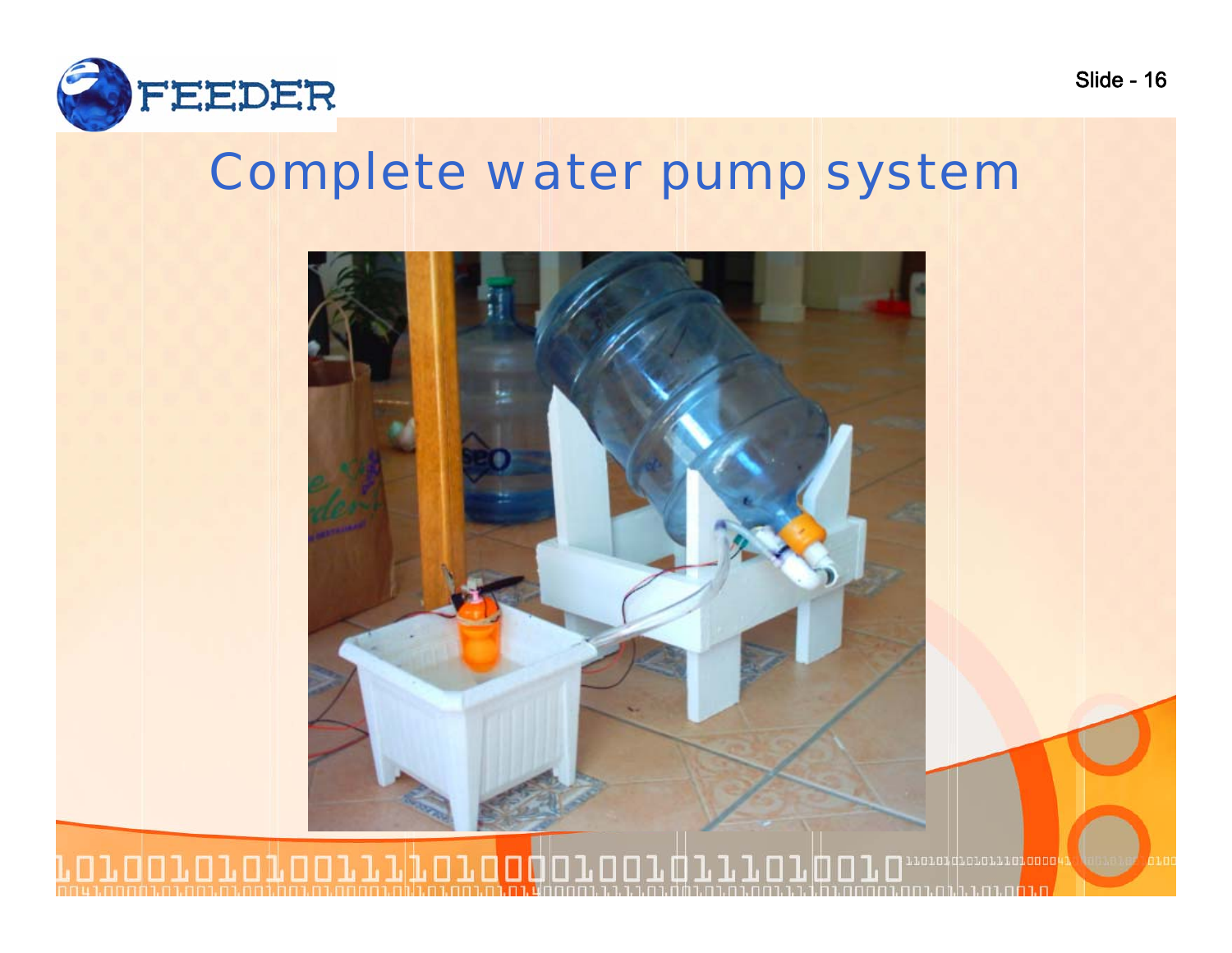# Complete water pump system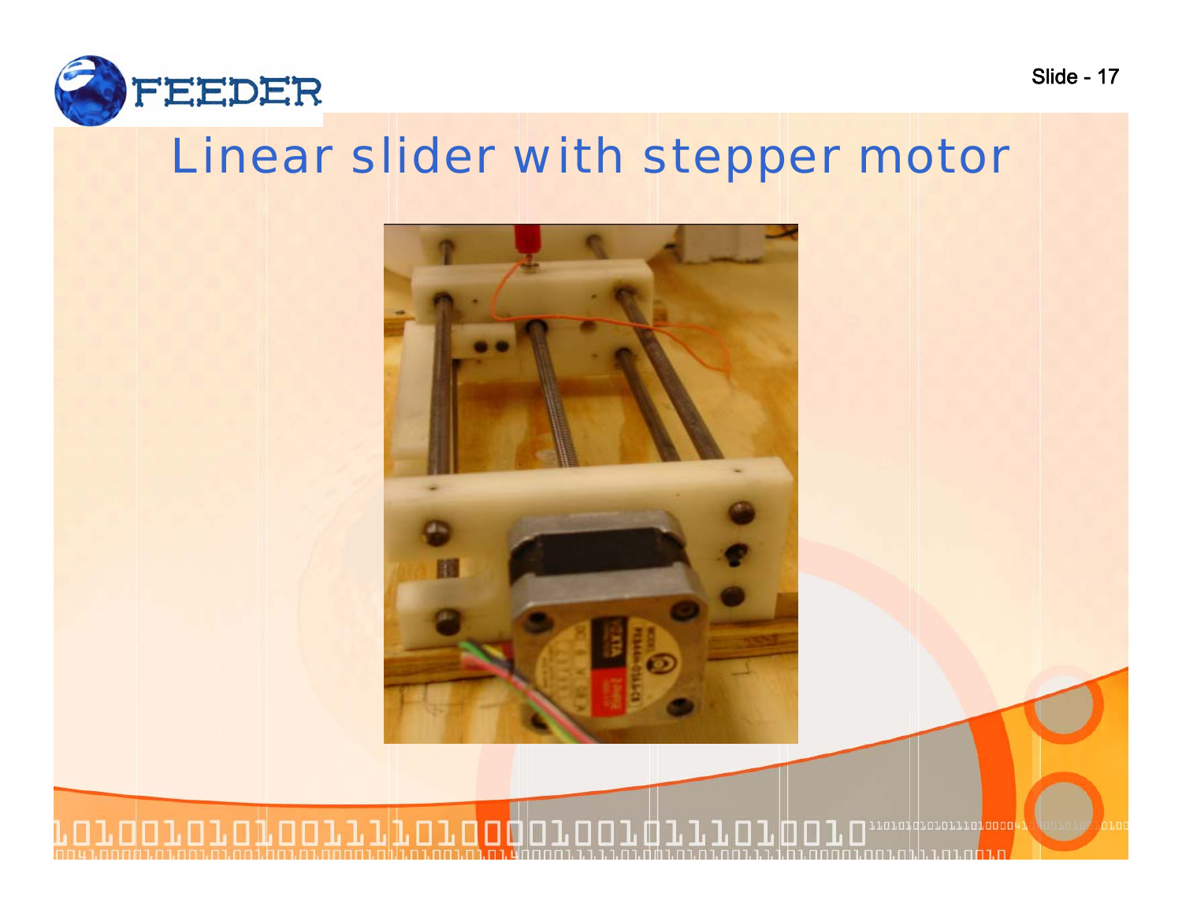# Linear slider with stepper motor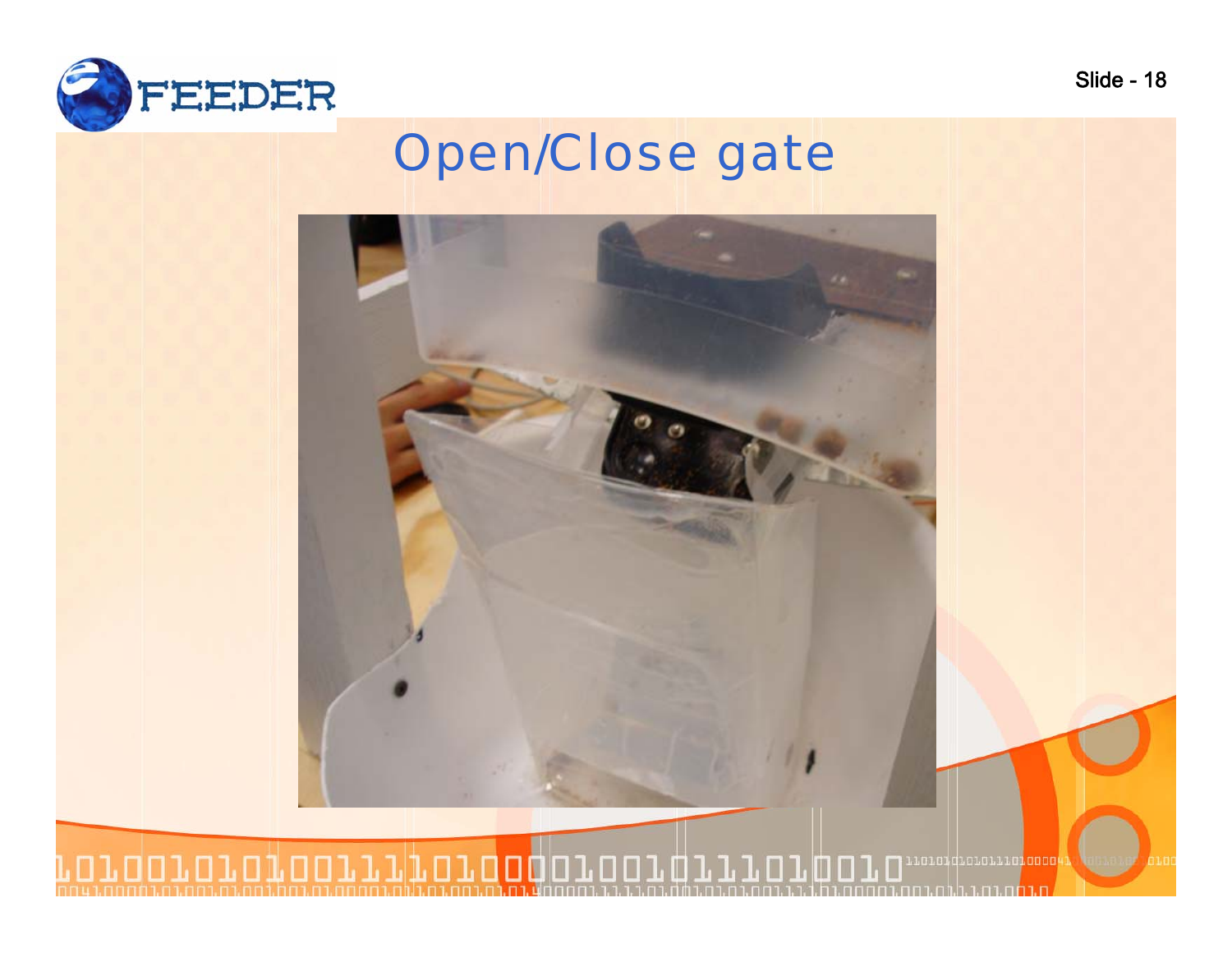# Open/Close gate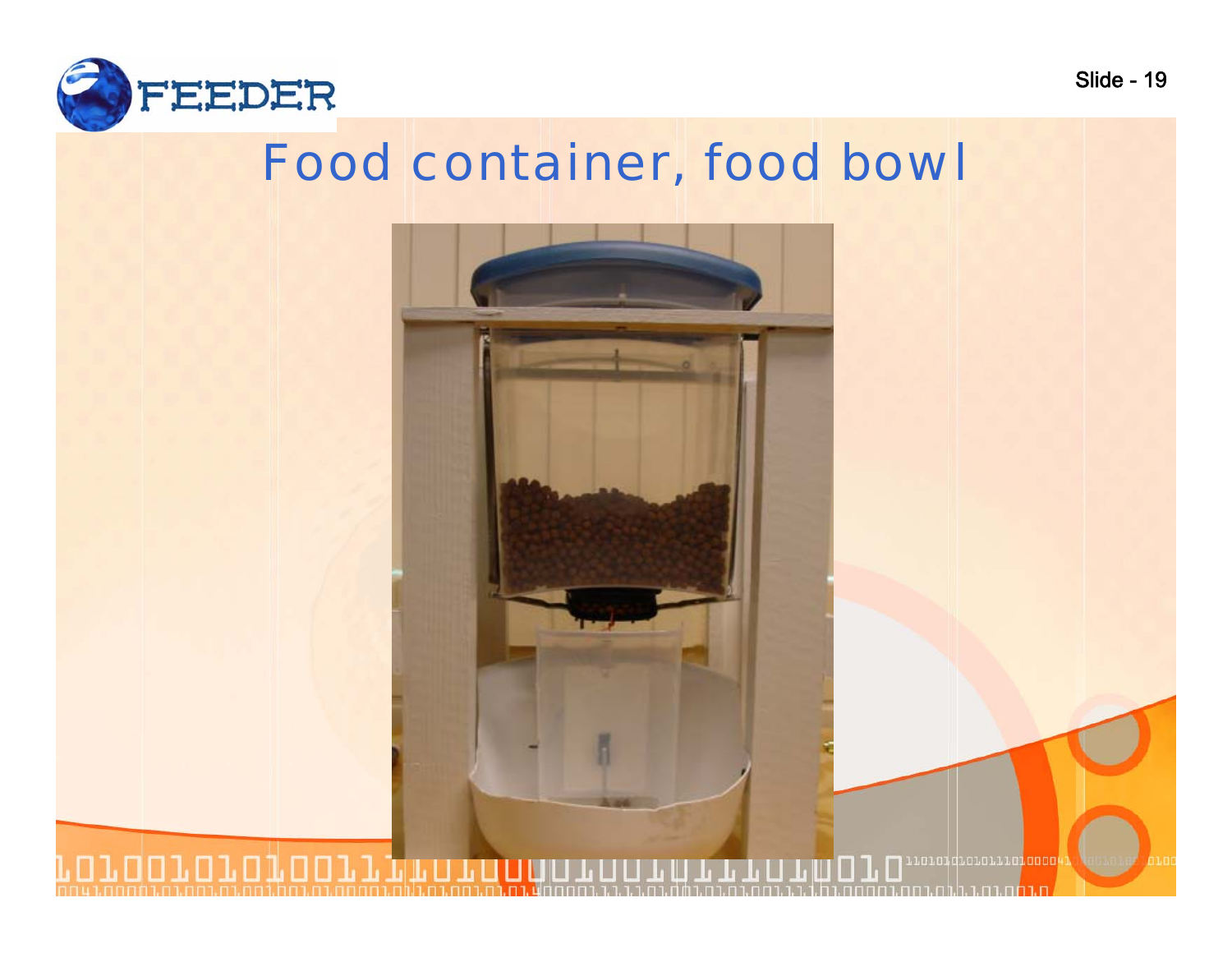# Food container, food bowl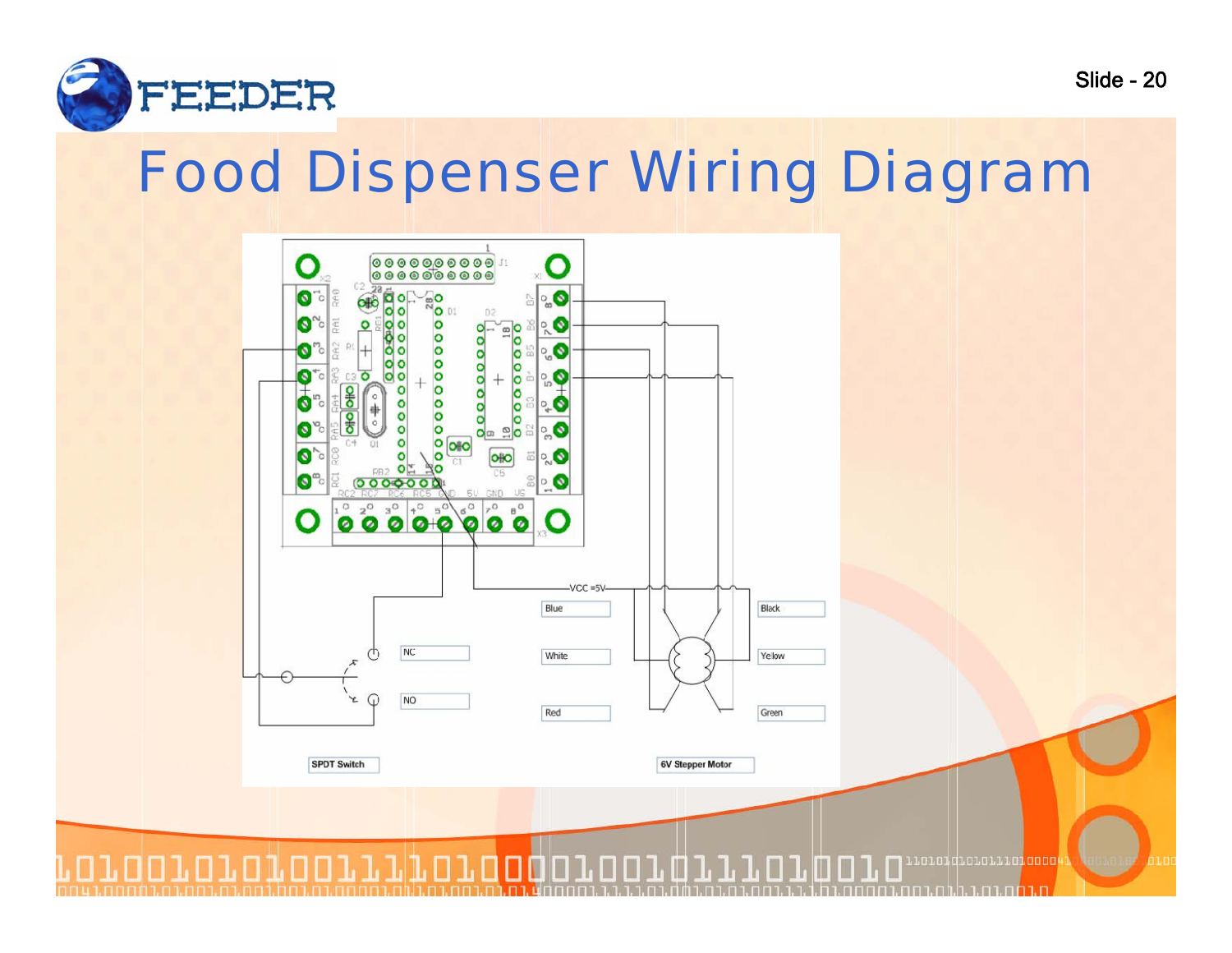# Food Dispenser Wiring Diagram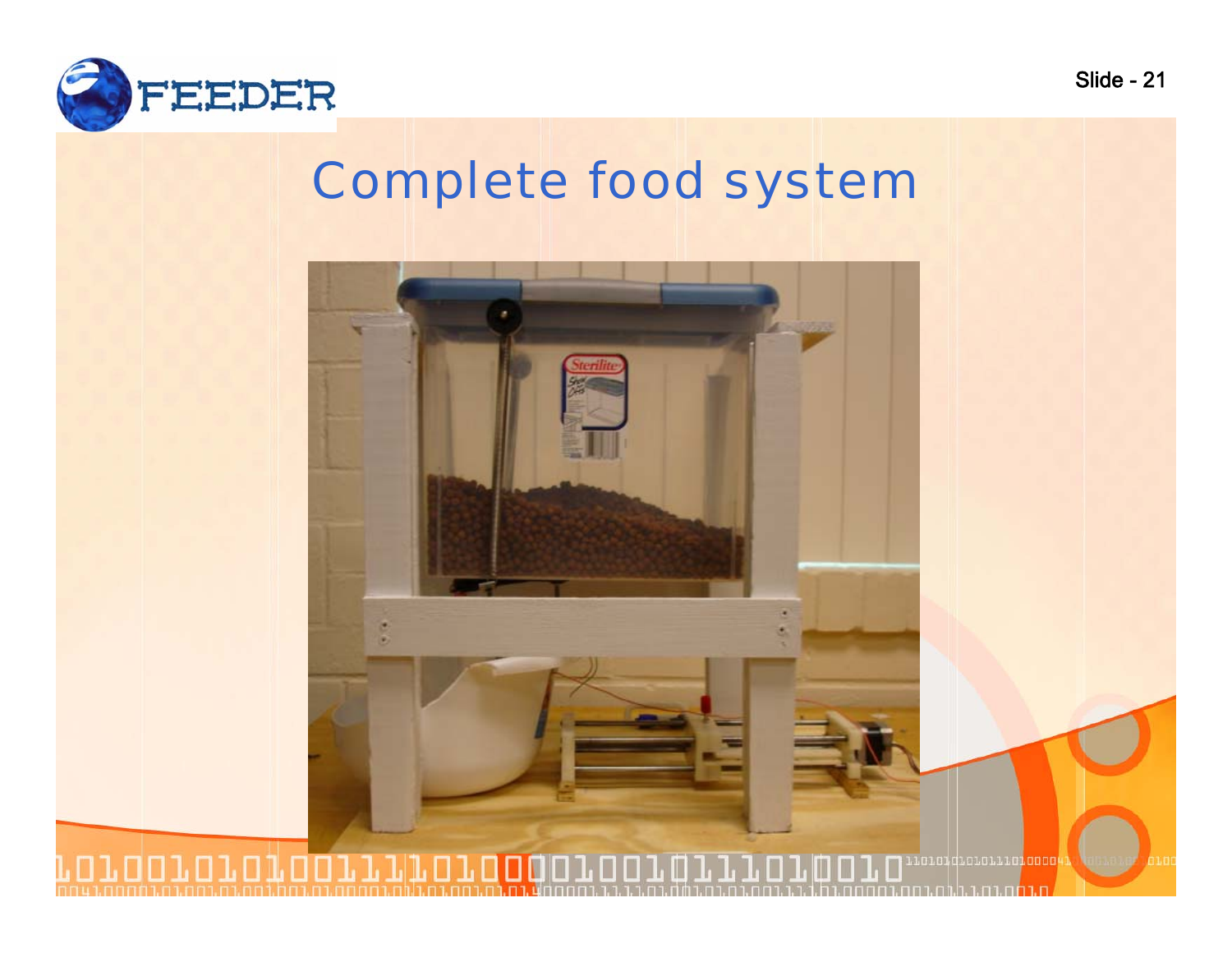# Complete food system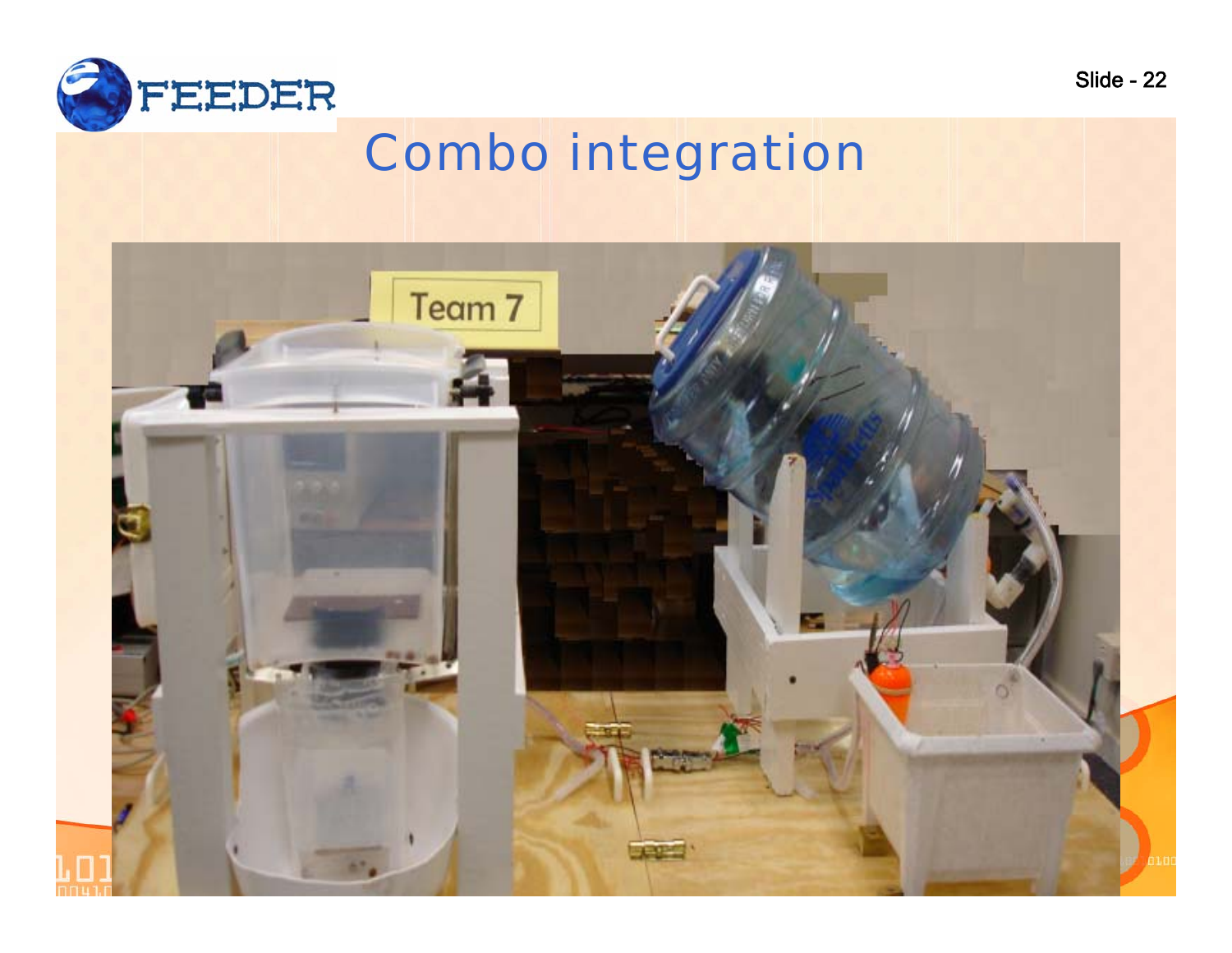# Combo integration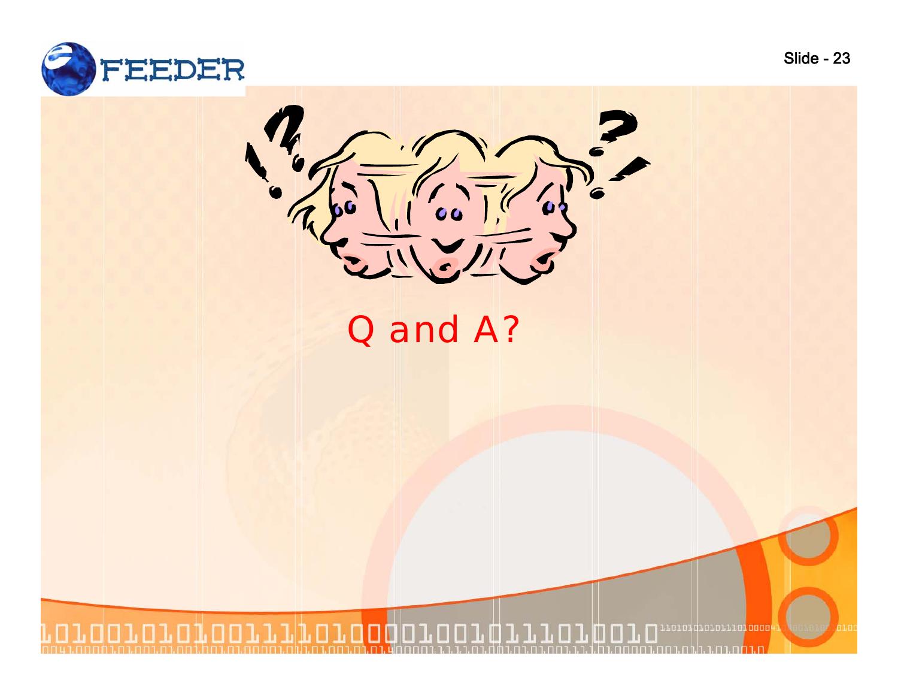Q and A?